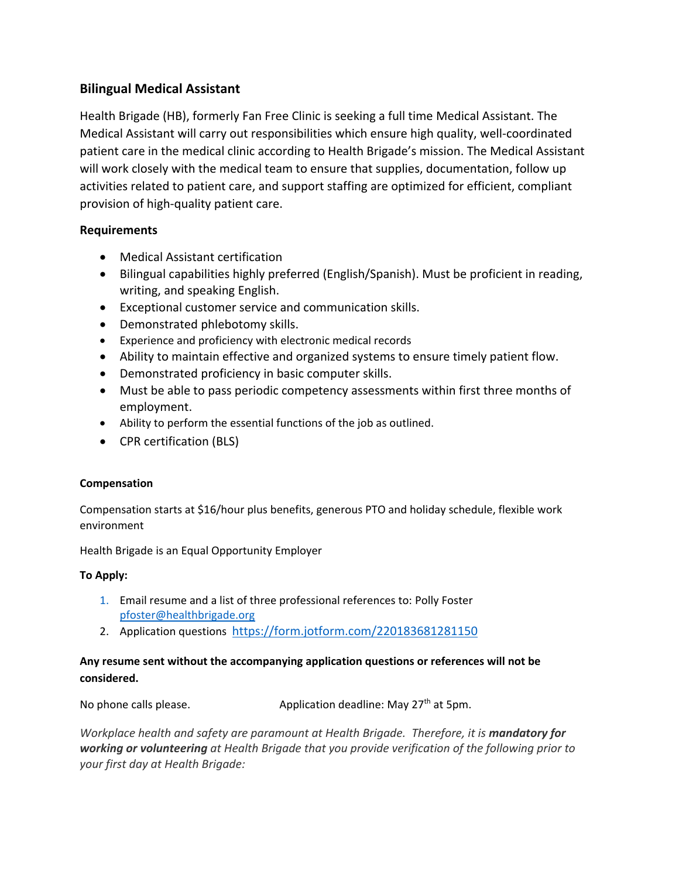## Bilingual Medical Assistant

Health Brigade (HB), formerly Fan Free Clinic is seeking a full time Medical Assistant. The Medical Assistant will carry out responsibilities which ensure high quality, well-coordinated patient care in the medical clinic according to Health Brigade's mission. The Medical Assistant will work closely with the medical team to ensure that supplies, documentation, follow up activities related to patient care, and support staffing are optimized for efficient, compliant provision of high-quality patient care.

### Requirements

- Medical Assistant certification
- Bilingual capabilities highly preferred (English/Spanish). Must be proficient in reading, writing, and speaking English.
- Exceptional customer service and communication skills.
- Demonstrated phlebotomy skills.
- Experience and proficiency with electronic medical records
- Ability to maintain effective and organized systems to ensure timely patient flow.
- Demonstrated proficiency in basic computer skills.
- Must be able to pass periodic competency assessments within first three months of employment.
- Ability to perform the essential functions of the job as outlined.
- CPR certification (BLS)

**Compensation**

Compensation starts at $16/hour plus benefits, generous PTO and holiday schedule, flexible work environment

Health Brigade is an Equal Opportunity Employer

**To Apply:**

1. Email resume and a list of three professional references to: Polly Foster pfoster@healthbrigade.org
2. Application questions https://form.jotform.com/220183681281150

**Any resume sent without the accompanying application questions or references will not be considered.**

No phone calls please. Application deadline: May 27th at 5pm.

*Workplace health and safety are paramount at Health Brigade. Therefore, it is **mandatory for working or volunteering** at Health Brigade that you provide verification of the following prior to your first day at Health Brigade:*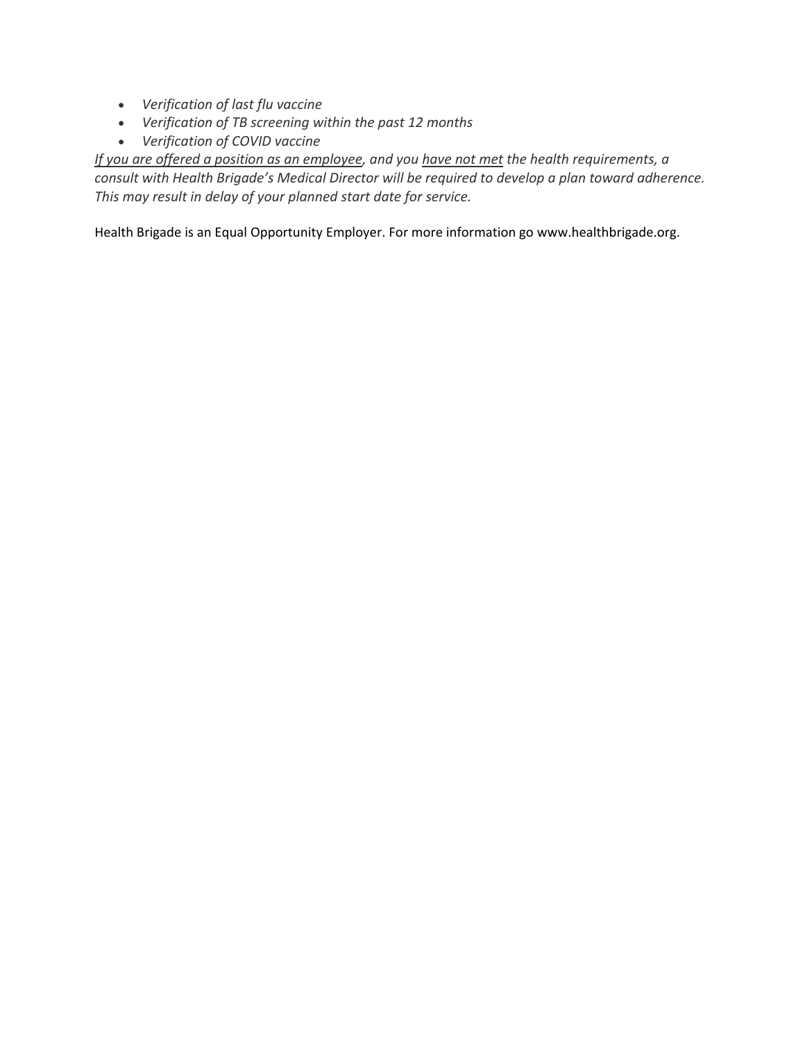- *Verification of last flu vaccine*
- *Verification of TB screening within the past 12 months*
- *Verification of COVID vaccine*

*<u>If you are offered a position as an employee</u>, and you <u>have not met</u> the health requirements, a consult with Health Brigade's Medical Director will be required to develop a plan toward adherence. This may result in delay of your planned start date for service.*

Health Brigade is an Equal Opportunity Employer. For more information go www.healthbrigade.org.